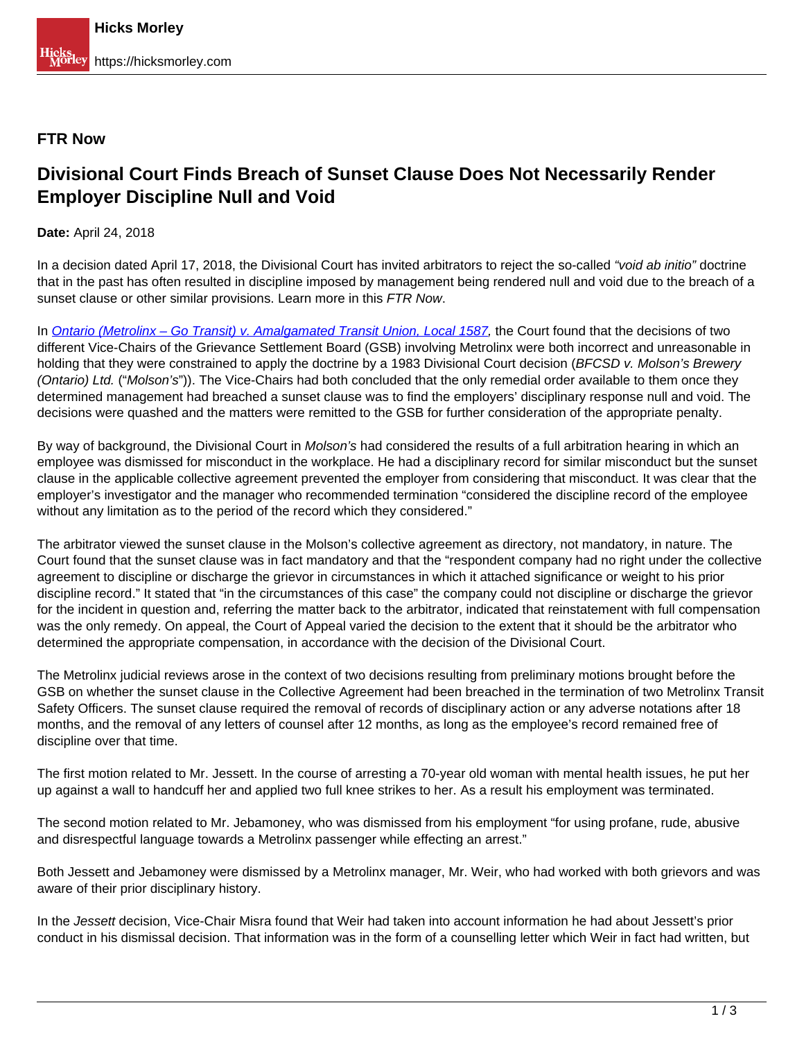**FTR Now**

# Divisional Court Finds Breach of Sunset Clause Does Not Necessarily Render Employer Discipline Null and Void

**Date:** April 24, 2018

In a decision dated April 17, 2018, the Divisional Court has invited arbitrators to reject the so-called *"void ab initio"* doctrine that in the past has often resulted in discipline imposed by management being rendered null and void due to the breach of a sunset clause or other similar provisions. Learn more in this *FTR Now*.

In *Ontario (Metrolinx – Go Transit) v. Amalgamated Transit Union, Local 1587*, the Court found that the decisions of two different Vice-Chairs of the Grievance Settlement Board (GSB) involving Metrolinx were both incorrect and unreasonable in holding that they were constrained to apply the doctrine by a 1983 Divisional Court decision (*BFCSD v. Molson's Brewery (Ontario) Ltd.* ("*Molson's*")). The Vice-Chairs had both concluded that the only remedial order available to them once they determined management had breached a sunset clause was to find the employers' disciplinary response null and void. The decisions were quashed and the matters were remitted to the GSB for further consideration of the appropriate penalty.

By way of background, the Divisional Court in *Molson's* had considered the results of a full arbitration hearing in which an employee was dismissed for misconduct in the workplace. He had a disciplinary record for similar misconduct but the sunset clause in the applicable collective agreement prevented the employer from considering that misconduct. It was clear that the employer's investigator and the manager who recommended termination "considered the discipline record of the employee without any limitation as to the period of the record which they considered."

The arbitrator viewed the sunset clause in the Molson's collective agreement as directory, not mandatory, in nature. The Court found that the sunset clause was in fact mandatory and that the "respondent company had no right under the collective agreement to discipline or discharge the grievor in circumstances in which it attached significance or weight to his prior discipline record." It stated that "in the circumstances of this case" the company could not discipline or discharge the grievor for the incident in question and, referring the matter back to the arbitrator, indicated that reinstatement with full compensation was the only remedy. On appeal, the Court of Appeal varied the decision to the extent that it should be the arbitrator who determined the appropriate compensation, in accordance with the decision of the Divisional Court.

The Metrolinx judicial reviews arose in the context of two decisions resulting from preliminary motions brought before the GSB on whether the sunset clause in the Collective Agreement had been breached in the termination of two Metrolinx Transit Safety Officers. The sunset clause required the removal of records of disciplinary action or any adverse notations after 18 months, and the removal of any letters of counsel after 12 months, as long as the employee's record remained free of discipline over that time.

The first motion related to Mr. Jessett. In the course of arresting a 70-year old woman with mental health issues, he put her up against a wall to handcuff her and applied two full knee strikes to her. As a result his employment was terminated.

The second motion related to Mr. Jebamoney, who was dismissed from his employment "for using profane, rude, abusive and disrespectful language towards a Metrolinx passenger while effecting an arrest."

Both Jessett and Jebamoney were dismissed by a Metrolinx manager, Mr. Weir, who had worked with both grievors and was aware of their prior disciplinary history.

In the *Jessett* decision, Vice-Chair Misra found that Weir had taken into account information he had about Jessett's prior conduct in his dismissal decision. That information was in the form of a counselling letter which Weir in fact had written, but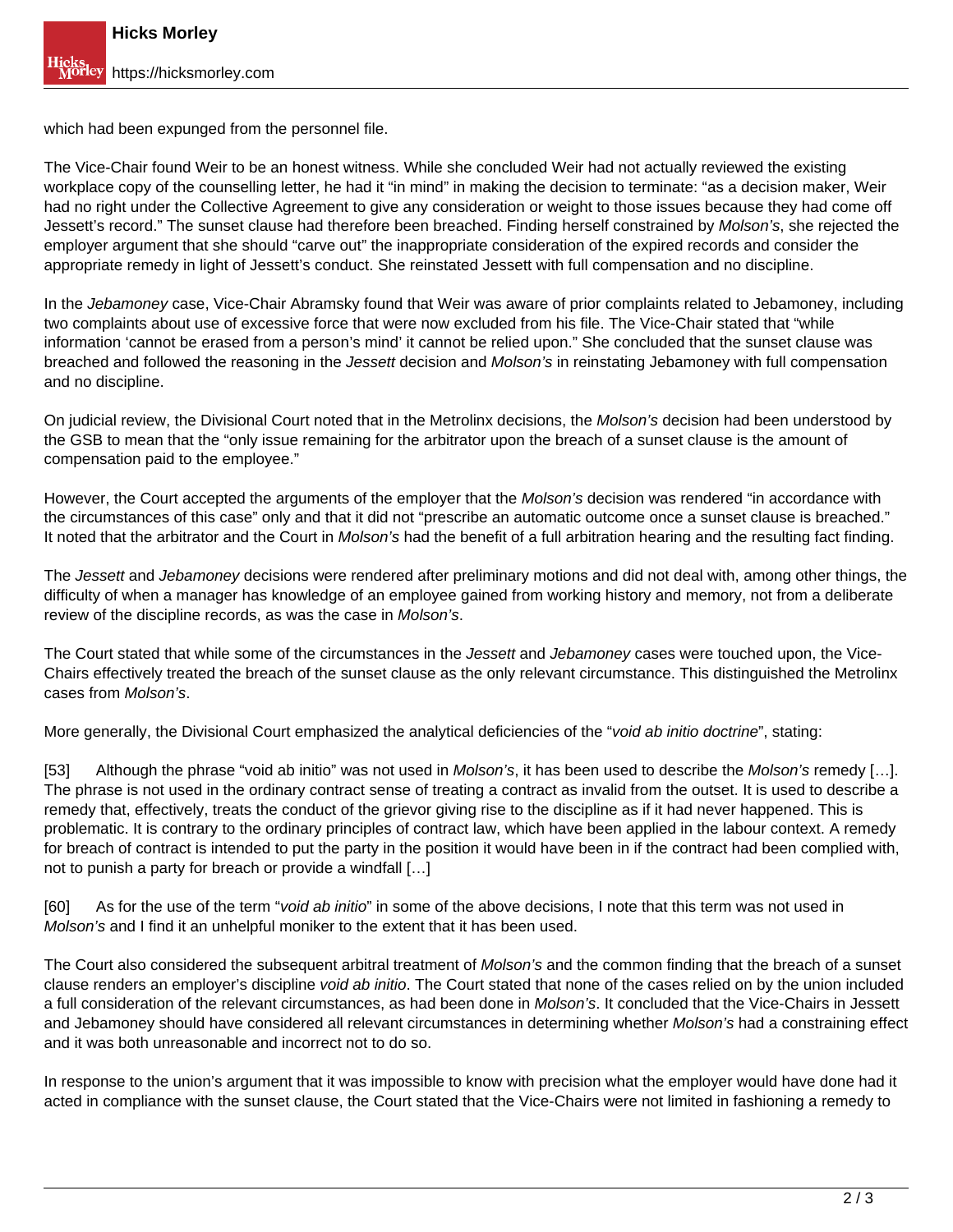which had been expunged from the personnel file.

The Vice-Chair found Weir to be an honest witness. While she concluded Weir had not actually reviewed the existing workplace copy of the counselling letter, he had it "in mind" in making the decision to terminate: "as a decision maker, Weir had no right under the Collective Agreement to give any consideration or weight to those issues because they had come off Jessett's record." The sunset clause had therefore been breached. Finding herself constrained by *Molson's*, she rejected the employer argument that she should "carve out" the inappropriate consideration of the expired records and consider the appropriate remedy in light of Jessett's conduct. She reinstated Jessett with full compensation and no discipline.

In the *Jebamoney* case, Vice-Chair Abramsky found that Weir was aware of prior complaints related to Jebamoney, including two complaints about use of excessive force that were now excluded from his file. The Vice-Chair stated that "while information 'cannot be erased from a person's mind' it cannot be relied upon." She concluded that the sunset clause was breached and followed the reasoning in the *Jessett* decision and *Molson's* in reinstating Jebamoney with full compensation and no discipline.

On judicial review, the Divisional Court noted that in the Metrolinx decisions, the *Molson's* decision had been understood by the GSB to mean that the "only issue remaining for the arbitrator upon the breach of a sunset clause is the amount of compensation paid to the employee."

However, the Court accepted the arguments of the employer that the *Molson's* decision was rendered "in accordance with the circumstances of this case" only and that it did not "prescribe an automatic outcome once a sunset clause is breached." It noted that the arbitrator and the Court in *Molson's* had the benefit of a full arbitration hearing and the resulting fact finding.

The *Jessett* and *Jebamoney* decisions were rendered after preliminary motions and did not deal with, among other things, the difficulty of when a manager has knowledge of an employee gained from working history and memory, not from a deliberate review of the discipline records, as was the case in *Molson's*.

The Court stated that while some of the circumstances in the *Jessett* and *Jebamoney* cases were touched upon, the Vice-Chairs effectively treated the breach of the sunset clause as the only relevant circumstance. This distinguished the Metrolinx cases from *Molson's*.

More generally, the Divisional Court emphasized the analytical deficiencies of the "*void ab initio doctrine*", stating:

[53] Although the phrase "void ab initio" was not used in *Molson's*, it has been used to describe the *Molson's* remedy […]. The phrase is not used in the ordinary contract sense of treating a contract as invalid from the outset. It is used to describe a remedy that, effectively, treats the conduct of the grievor giving rise to the discipline as if it had never happened. This is problematic. It is contrary to the ordinary principles of contract law, which have been applied in the labour context. A remedy for breach of contract is intended to put the party in the position it would have been in if the contract had been complied with, not to punish a party for breach or provide a windfall […]

[60] As for the use of the term "*void ab initio*" in some of the above decisions, I note that this term was not used in *Molson's* and I find it an unhelpful moniker to the extent that it has been used.

The Court also considered the subsequent arbitral treatment of *Molson's* and the common finding that the breach of a sunset clause renders an employer's discipline *void ab initio*. The Court stated that none of the cases relied on by the union included a full consideration of the relevant circumstances, as had been done in *Molson's*. It concluded that the Vice-Chairs in Jessett and Jebamoney should have considered all relevant circumstances in determining whether *Molson's* had a constraining effect and it was both unreasonable and incorrect not to do so.

In response to the union's argument that it was impossible to know with precision what the employer would have done had it acted in compliance with the sunset clause, the Court stated that the Vice-Chairs were not limited in fashioning a remedy to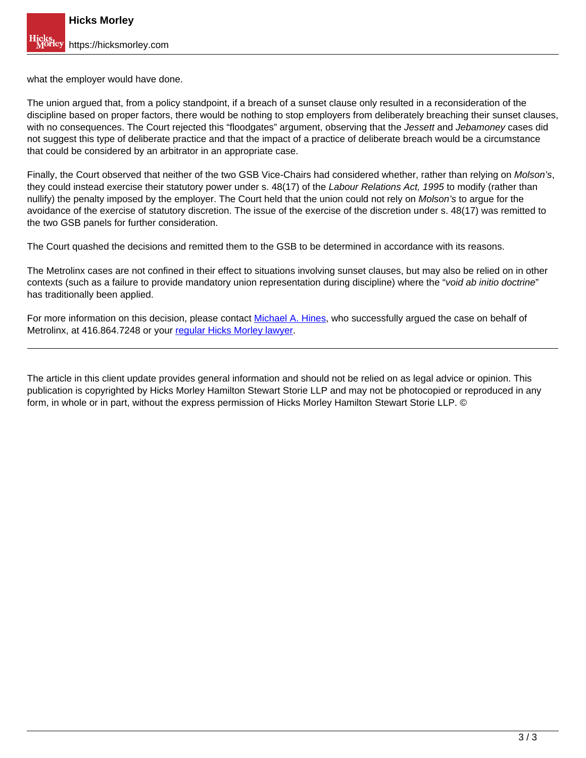what the employer would have done.

The union argued that, from a policy standpoint, if a breach of a sunset clause only resulted in a reconsideration of the discipline based on proper factors, there would be nothing to stop employers from deliberately breaching their sunset clauses, with no consequences. The Court rejected this "floodgates" argument, observing that the *Jessett* and *Jebamoney* cases did not suggest this type of deliberate practice and that the impact of a practice of deliberate breach would be a circumstance that could be considered by an arbitrator in an appropriate case.

Finally, the Court observed that neither of the two GSB Vice-Chairs had considered whether, rather than relying on *Molson's*, they could instead exercise their statutory power under s. 48(17) of the *Labour Relations Act, 1995* to modify (rather than nullify) the penalty imposed by the employer. The Court held that the union could not rely on *Molson's* to argue for the avoidance of the exercise of statutory discretion. The issue of the exercise of the discretion under s. 48(17) was remitted to the two GSB panels for further consideration.

The Court quashed the decisions and remitted them to the GSB to be determined in accordance with its reasons.

The Metrolinx cases are not confined in their effect to situations involving sunset clauses, but may also be relied on in other contexts (such as a failure to provide mandatory union representation during discipline) where the "*void ab initio doctrine*" has traditionally been applied.

For more information on this decision, please contact Michael A. Hines, who successfully argued the case on behalf of Metrolinx, at 416.864.7248 or your regular Hicks Morley lawyer.

---

The article in this client update provides general information and should not be relied on as legal advice or opinion. This publication is copyrighted by Hicks Morley Hamilton Stewart Storie LLP and may not be photocopied or reproduced in any form, in whole or in part, without the express permission of Hicks Morley Hamilton Stewart Storie LLP. ©